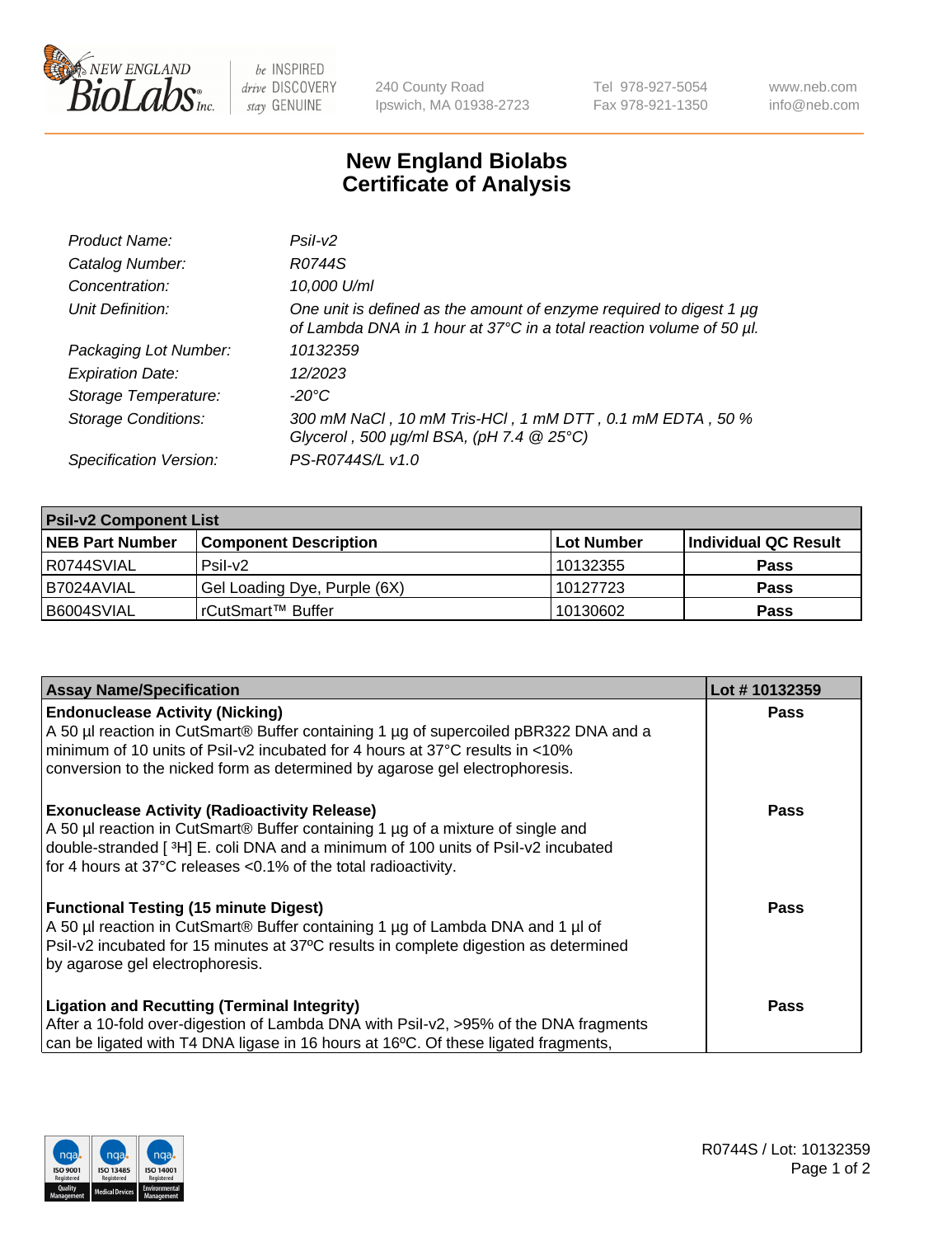# New England Biolabs Certificate of Analysis

| | |
|---|---|
| *Product Name:* | *PsiI-v2* |
| *Catalog Number:* | *R0744S* |
| *Concentration:* | *10,000 U/ml* |
| *Unit Definition:* | *One unit is defined as the amount of enzyme required to digest 1 µg of Lambda DNA in 1 hour at 37°C in a total reaction volume of 50 µl.* |
| *Packaging Lot Number:* | *10132359* |
| *Expiration Date:* | *12/2023* |
| *Storage Temperature:* | *-20°C* |
| *Storage Conditions:* | *300 mM NaCl , 10 mM Tris-HCl , 1 mM DTT , 0.1 mM EDTA , 50 % Glycerol , 500 µg/ml BSA, (pH 7.4 @ 25°C)* |
| *Specification Version:* | *PS-R0744S/L v1.0* |

| PsiI-v2 Component List | | | |
|---|---|---|---|
| **NEB Part Number** | **Component Description** | **Lot Number** | **Individual QC Result** |
| R0744SVIAL | PsiI-v2 | 10132355 | **Pass** |
| B7024AVIAL | Gel Loading Dye, Purple (6X) | 10127723 | **Pass** |
| B6004SVIAL | rCutSmart™ Buffer | 10130602 | **Pass** |

| Assay Name/Specification | Lot # 10132359 |
|---|---|
| **Endonuclease Activity (Nicking)**<br>A 50 µl reaction in CutSmart® Buffer containing 1 µg of supercoiled pBR322 DNA and a minimum of 10 units of PsiI-v2 incubated for 4 hours at 37°C results in <10% conversion to the nicked form as determined by agarose gel electrophoresis. | **Pass** |
| **Exonuclease Activity (Radioactivity Release)**<br>A 50 µl reaction in CutSmart® Buffer containing 1 µg of a mixture of single and double-stranded [ $^{3}$H] E. coli DNA and a minimum of 100 units of PsiI-v2 incubated for 4 hours at 37°C releases <0.1% of the total radioactivity. | **Pass** |
| **Functional Testing (15 minute Digest)**<br>A 50 µl reaction in CutSmart® Buffer containing 1 µg of Lambda DNA and 1 µl of PsiI-v2 incubated for 15 minutes at 37ºC results in complete digestion as determined by agarose gel electrophoresis. | **Pass** |
| **Ligation and Recutting (Terminal Integrity)**<br>After a 10-fold over-digestion of Lambda DNA with PsiI-v2, >95% of the DNA fragments can be ligated with T4 DNA ligase in 16 hours at 16ºC. Of these ligated fragments, | **Pass** |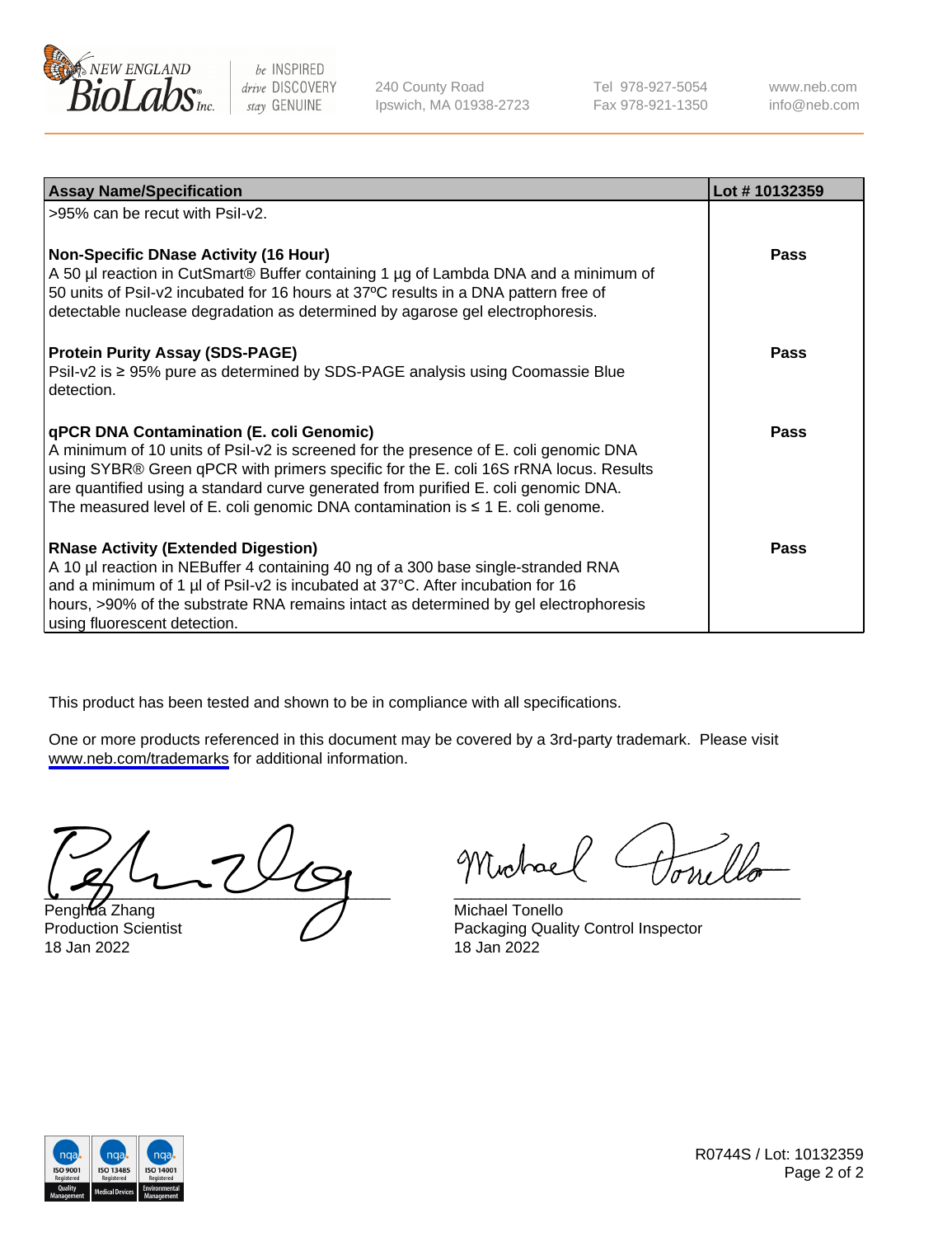| Assay Name/Specification | Lot # 10132359 |
| --- | --- |
| >95% can be recut with PsiI-v2. | |
| **Non-Specific DNase Activity (16 Hour)**<br>A 50 µl reaction in CutSmart® Buffer containing 1 µg of Lambda DNA and a minimum of 50 units of PsiI-v2 incubated for 16 hours at 37ºC results in a DNA pattern free of detectable nuclease degradation as determined by agarose gel electrophoresis. | **Pass** |
| **Protein Purity Assay (SDS-PAGE)**<br>PsiI-v2 is ≥ 95% pure as determined by SDS-PAGE analysis using Coomassie Blue detection. | **Pass** |
| **qPCR DNA Contamination (E. coli Genomic)**<br>A minimum of 10 units of PsiI-v2 is screened for the presence of E. coli genomic DNA using SYBR® Green qPCR with primers specific for the E. coli 16S rRNA locus. Results are quantified using a standard curve generated from purified E. coli genomic DNA. The measured level of E. coli genomic DNA contamination is ≤ 1 E. coli genome. | **Pass** |
| **RNase Activity (Extended Digestion)**<br>A 10 µl reaction in NEBuffer 4 containing 40 ng of a 300 base single-stranded RNA and a minimum of 1 µl of PsiI-v2 is incubated at 37°C. After incubation for 16 hours, >90% of the substrate RNA remains intact as determined by gel electrophoresis using fluorescent detection. | **Pass** |

This product has been tested and shown to be in compliance with all specifications.

One or more products referenced in this document may be covered by a 3rd-party trademark. Please visit www.neb.com/trademarks for additional information.

Penghua Zhang
Production Scientist
18 Jan 2022

Michael Tonello
Packaging Quality Control Inspector
18 Jan 2022

R0744S / Lot: 10132359